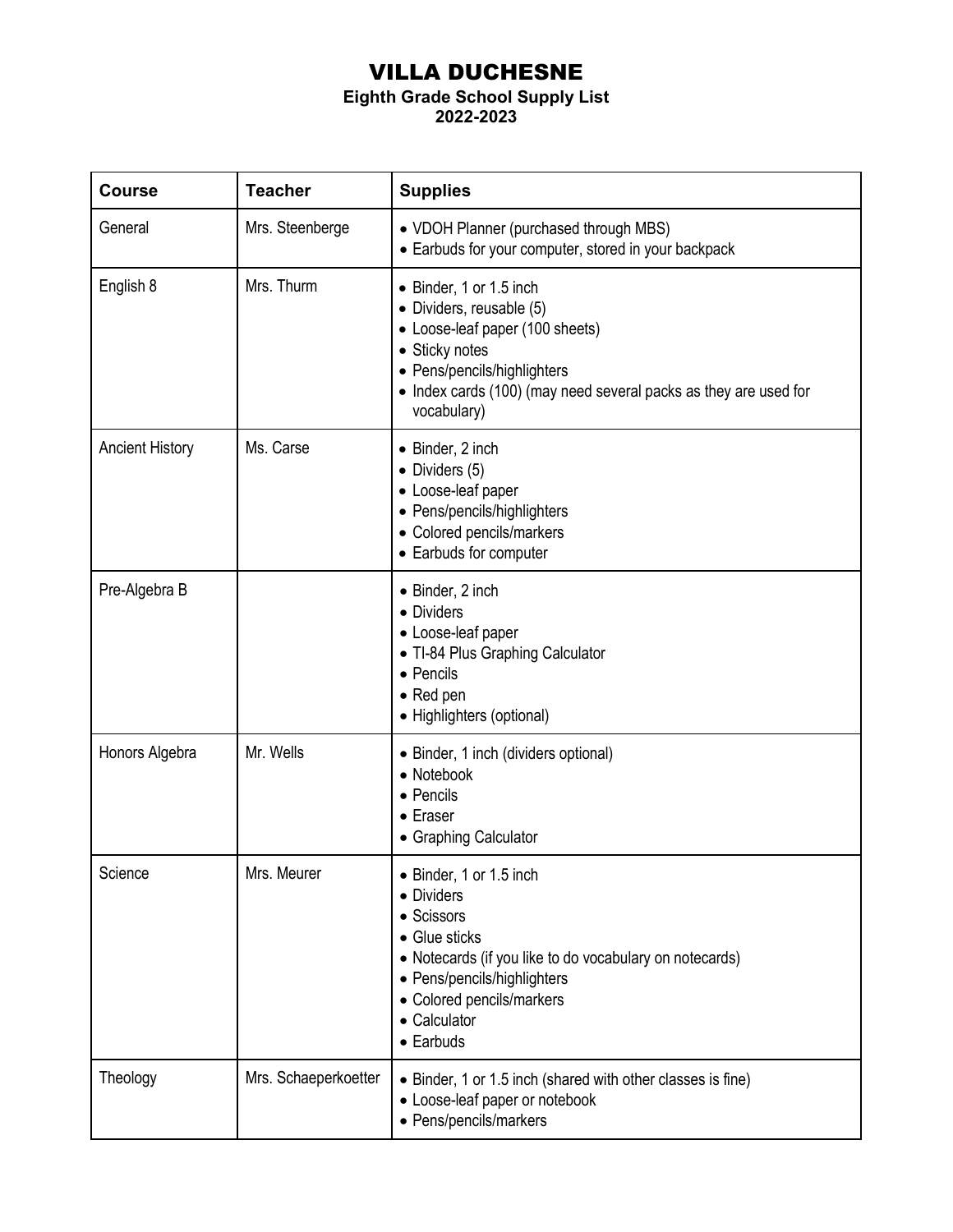# VILLA DUCHESNE

**Eighth Grade School Supply List**
**2022-2023**

| Course | Teacher | Supplies |
|---|---|---|
| General | Mrs. Steenberge | • VDOH Planner (purchased through MBS)<br>• Earbuds for your computer, stored in your backpack |
| English 8 | Mrs. Thurm | • Binder, 1 or 1.5 inch<br>• Dividers, reusable (5)<br>• Loose-leaf paper (100 sheets)<br>• Sticky notes<br>• Pens/pencils/highlighters<br>• Index cards (100) (may need several packs as they are used for vocabulary) |
| Ancient History | Ms. Carse | • Binder, 2 inch<br>• Dividers (5)<br>• Loose-leaf paper<br>• Pens/pencils/highlighters<br>• Colored pencils/markers<br>• Earbuds for computer |
| Pre-Algebra B | | • Binder, 2 inch<br>• Dividers<br>• Loose-leaf paper<br>• TI-84 Plus Graphing Calculator<br>• Pencils<br>• Red pen<br>• Highlighters (optional) |
| Honors Algebra | Mr. Wells | • Binder, 1 inch (dividers optional)<br>• Notebook<br>• Pencils<br>• Eraser<br>• Graphing Calculator |
| Science | Mrs. Meurer | • Binder, 1 or 1.5 inch<br>• Dividers<br>• Scissors<br>• Glue sticks<br>• Notecards (if you like to do vocabulary on notecards)<br>• Pens/pencils/highlighters<br>• Colored pencils/markers<br>• Calculator<br>• Earbuds |
| Theology | Mrs. Schaeperkoetter | • Binder, 1 or 1.5 inch (shared with other classes is fine)<br>• Loose-leaf paper or notebook<br>• Pens/pencils/markers |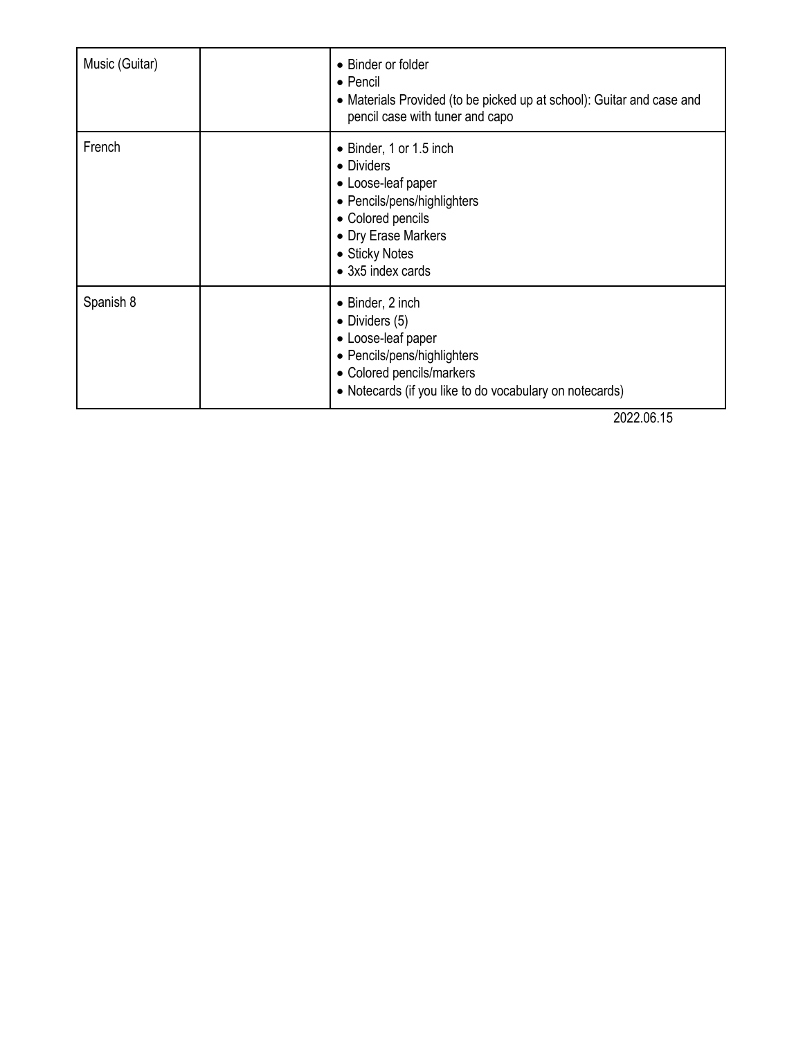| | | |
|---|---|---|
| Music (Guitar) | | • Binder or folder<br>• Pencil<br>• Materials Provided (to be picked up at school): Guitar and case and pencil case with tuner and capo |
| French | | • Binder, 1 or 1.5 inch<br>• Dividers<br>• Loose-leaf paper<br>• Pencils/pens/highlighters<br>• Colored pencils<br>• Dry Erase Markers<br>• Sticky Notes<br>• 3x5 index cards |
| Spanish 8 | | • Binder, 2 inch<br>• Dividers (5)<br>• Loose-leaf paper<br>• Pencils/pens/highlighters<br>• Colored pencils/markers<br>• Notecards (if you like to do vocabulary on notecards) |

2022.06.15